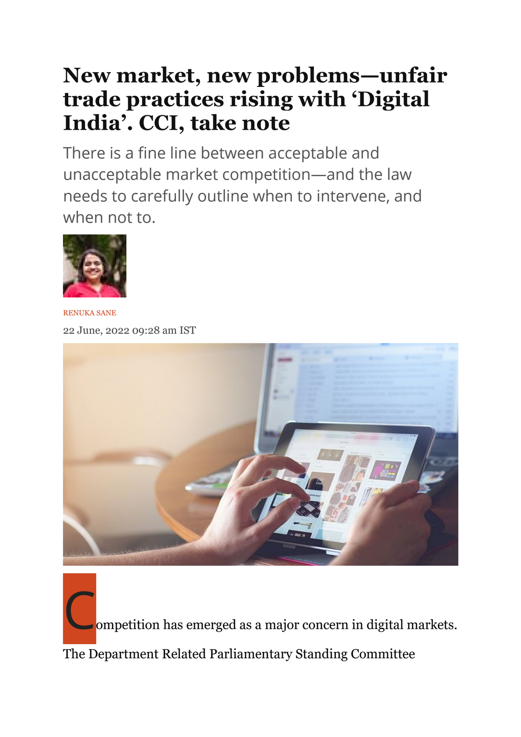# New market, new problems—unfair trade practices rising with 'Digital India'. CCI, take note

There is a fine line between acceptable and unacceptable market competition—and the law needs to carefully outline when to intervene, and when not to.

RENUKA SANE

22 June, 2022 09:28 am IST

Competition has emerged as a major concern in digital markets. The Department Related Parliamentary Standing Committee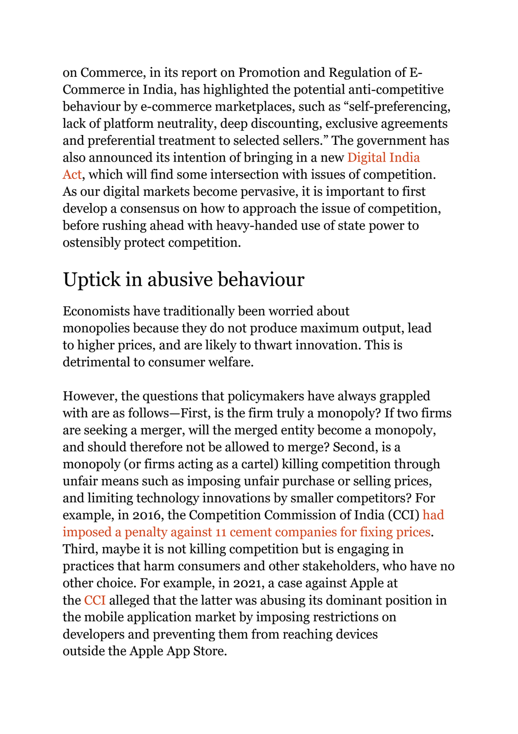on Commerce, in its report on Promotion and Regulation of E-Commerce in India, has highlighted the potential anti-competitive behaviour by e-commerce marketplaces, such as "self-preferencing, lack of platform neutrality, deep discounting, exclusive agreements and preferential treatment to selected sellers." The government has also announced its intention of bringing in a new Digital India Act, which will find some intersection with issues of competition. As our digital markets become pervasive, it is important to first develop a consensus on how to approach the issue of competition, before rushing ahead with heavy-handed use of state power to ostensibly protect competition.

## Uptick in abusive behaviour

Economists have traditionally been worried about monopolies because they do not produce maximum output, lead to higher prices, and are likely to thwart innovation. This is detrimental to consumer welfare.

However, the questions that policymakers have always grappled with are as follows—First, is the firm truly a monopoly? If two firms are seeking a merger, will the merged entity become a monopoly, and should therefore not be allowed to merge? Second, is a monopoly (or firms acting as a cartel) killing competition through unfair means such as imposing unfair purchase or selling prices, and limiting technology innovations by smaller competitors? For example, in 2016, the Competition Commission of India (CCI) had imposed a penalty against 11 cement companies for fixing prices. Third, maybe it is not killing competition but is engaging in practices that harm consumers and other stakeholders, who have no other choice. For example, in 2021, a case against Apple at the CCI alleged that the latter was abusing its dominant position in the mobile application market by imposing restrictions on developers and preventing them from reaching devices outside the Apple App Store.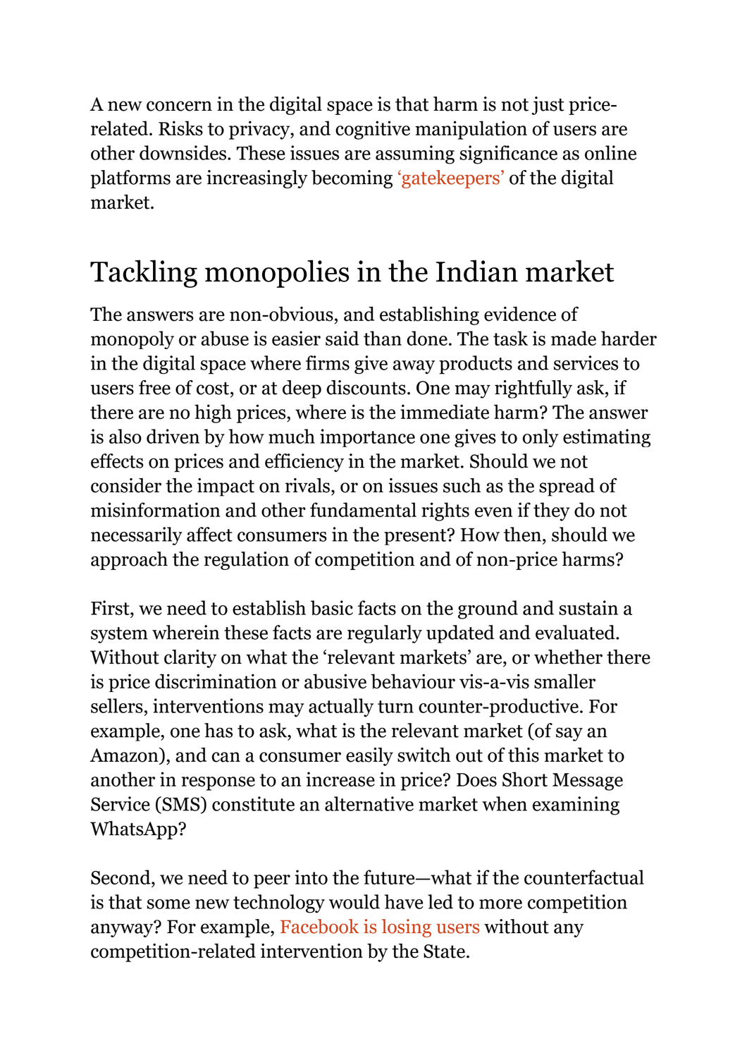A new concern in the digital space is that harm is not just price-related. Risks to privacy, and cognitive manipulation of users are other downsides. These issues are assuming significance as online platforms are increasingly becoming 'gatekeepers' of the digital market.

## Tackling monopolies in the Indian market

The answers are non-obvious, and establishing evidence of monopoly or abuse is easier said than done. The task is made harder in the digital space where firms give away products and services to users free of cost, or at deep discounts. One may rightfully ask, if there are no high prices, where is the immediate harm? The answer is also driven by how much importance one gives to only estimating effects on prices and efficiency in the market. Should we not consider the impact on rivals, or on issues such as the spread of misinformation and other fundamental rights even if they do not necessarily affect consumers in the present? How then, should we approach the regulation of competition and of non-price harms?

First, we need to establish basic facts on the ground and sustain a system wherein these facts are regularly updated and evaluated. Without clarity on what the 'relevant markets' are, or whether there is price discrimination or abusive behaviour vis-a-vis smaller sellers, interventions may actually turn counter-productive. For example, one has to ask, what is the relevant market (of say an Amazon), and can a consumer easily switch out of this market to another in response to an increase in price? Does Short Message Service (SMS) constitute an alternative market when examining WhatsApp?

Second, we need to peer into the future—what if the counterfactual is that some new technology would have led to more competition anyway? For example, Facebook is losing users without any competition-related intervention by the State.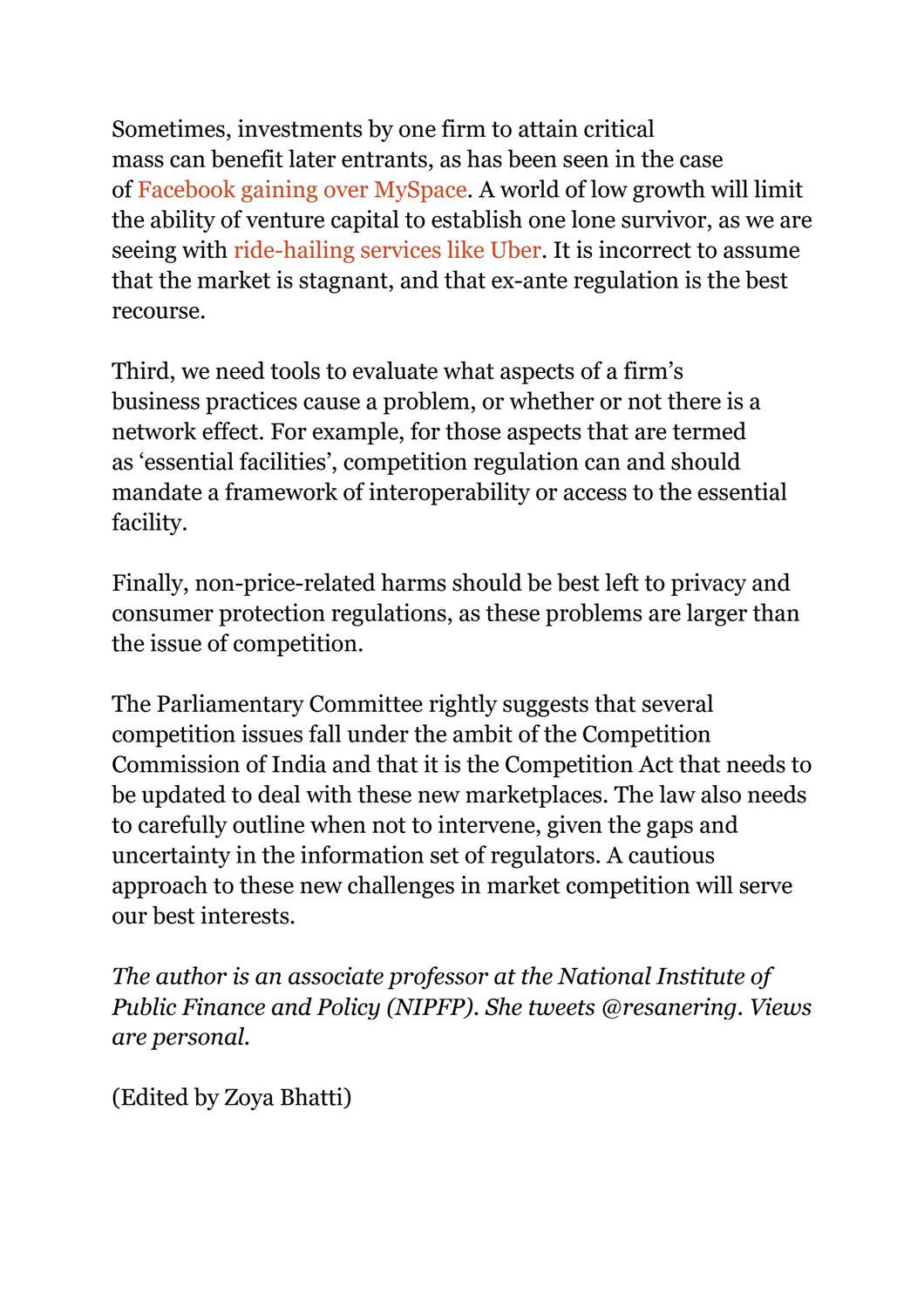Sometimes, investments by one firm to attain critical mass can benefit later entrants, as has been seen in the case of Facebook gaining over MySpace. A world of low growth will limit the ability of venture capital to establish one lone survivor, as we are seeing with ride-hailing services like Uber. It is incorrect to assume that the market is stagnant, and that ex-ante regulation is the best recourse.

Third, we need tools to evaluate what aspects of a firm's business practices cause a problem, or whether or not there is a network effect. For example, for those aspects that are termed as 'essential facilities', competition regulation can and should mandate a framework of interoperability or access to the essential facility.

Finally, non-price-related harms should be best left to privacy and consumer protection regulations, as these problems are larger than the issue of competition.

The Parliamentary Committee rightly suggests that several competition issues fall under the ambit of the Competition Commission of India and that it is the Competition Act that needs to be updated to deal with these new marketplaces. The law also needs to carefully outline when not to intervene, given the gaps and uncertainty in the information set of regulators. A cautious approach to these new challenges in market competition will serve our best interests.

*The author is an associate professor at the National Institute of Public Finance and Policy (NIPFP). She tweets @resanering. Views are personal.*

(Edited by Zoya Bhatti)